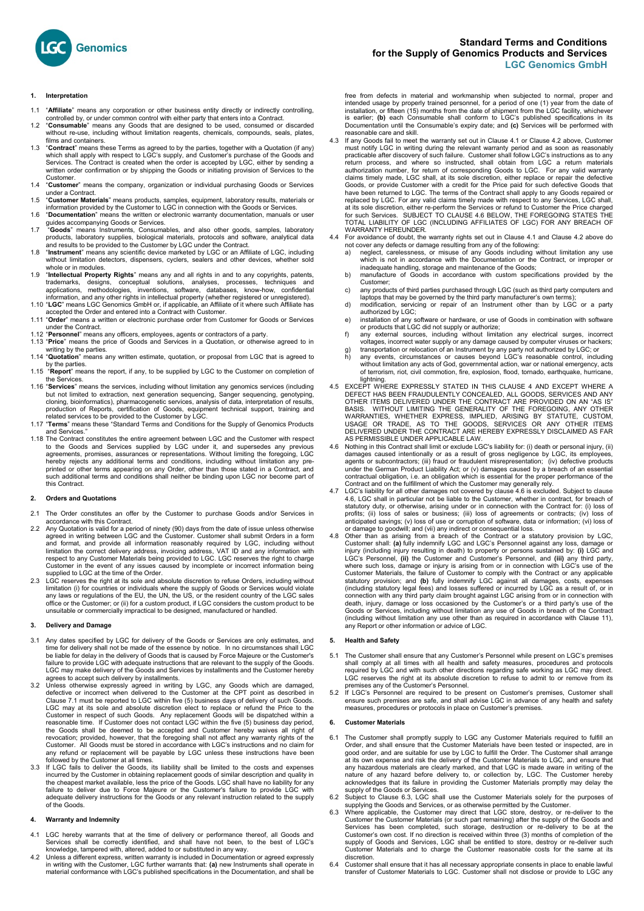# Standard Terms and Conditions for the Supply of Genomics Products and Services

## LGC Genomics GmbH

### 1. Interpretation

1.1 "**Affiliate**" means any corporation or other business entity directly or indirectly controlling, controlled by, or under common control with either party that enters into a Contract.

1.2 "**Consumable**" means any Goods that are designed to be used, consumed or discarded without re-use, including without limitation reagents, chemicals, compounds, seals, plates, films and containers.

1.3 "**Contract**" means these Terms as agreed to by the parties, together with a Quotation (if any) which shall apply with respect to LGC's supply, and Customer's purchase of the Goods and Services. The Contract is created when the order is accepted by LGC, either by sending a written order confirmation or by shipping the Goods or initiating provision of Services to the Customer.

1.4 "**Customer**" means the company, organization or individual purchasing Goods or Services under a Contract.

1.5 "**Customer Materials**" means products, samples, equipment, laboratory results, materials or information provided by the Customer to LGC in connection with the Goods or Services.

1.6 "**Documentation**" means the written or electronic warranty documentation, manuals or user guides accompanying Goods or Services.

1.7 "**Goods**" means Instruments, Consumables, and also other goods, samples, laboratory products, laboratory supplies, biological materials, protocols and software, analytical data and results to be provided to the Customer by LGC under the Contract.

1.8 "**Instrument**" means any scientific device marketed by LGC or an Affiliate of LGC, including without limitation detectors, dispensers, cyclers, sealers and other devices, whether sold whole or in modules.

1.9 "**Intellectual Property Rights**" means any and all rights in and to any copyrights, patents, trademarks, designs, conceptual solutions, analyses, processes, techniques and applications, methodologies, inventions, software, databases, know-how, confidential information, and any other rights in intellectual property (whether registered or unregistered).

1.10 "**LGC**" means LGC Genomics GmbH or, if applicable, an Affiliate of it where such Affiliate has accepted the Order and entered into a Contract with Customer.

1.11 "**Order**" means a written or electronic purchase order from Customer for Goods or Services under the Contract.

1.12 "**Personnel**" means any officers, employees, agents or contractors of a party.

1.13 "**Price**" means the price of Goods and Services in a Quotation, or otherwise agreed to in writing by the parties.

1.14 "**Quotation**" means any written estimate, quotation, or proposal from LGC that is agreed to by the parties.

1.15 "**Report**" means the report, if any, to be supplied by LGC to the Customer on completion of the Services.

1.16 "**Services**" means the services, including without limitation any genomics services (including but not limited to extraction, next generation sequencing, Sanger sequencing, genotyping, cloning, bioinformatics), pharmacogenetic services, analysis of data, interpretation of results, production of Reports, certification of Goods, equipment technical support, training and related services to be provided to the Customer by LGC.

1.17 "**Terms**" means these "Standard Terms and Conditions for the Supply of Genomics Products and Services."

1.18 The Contract constitutes the entire agreement between LGC and the Customer with respect to the Goods and Services supplied by LGC under it, and supersedes any previous agreements, promises, assurances or representations. Without limiting the foregoing, LGC hereby rejects any additional terms and conditions, including without limitation any pre-printed or other terms appearing on any Order, other than those stated in a Contract, and such additional terms and conditions shall neither be binding upon LGC nor become part of this Contract.

### 2. Orders and Quotations

2.1 The Order constitutes an offer by the Customer to purchase Goods and/or Services in accordance with this Contract.

2.2 Any Quotation is valid for a period of ninety (90) days from the date of issue unless otherwise agreed in writing between LGC and the Customer. Customer shall submit Orders in a form and format, and provide all information reasonably required by LGC, including without limitation the correct delivery address, invoicing address, VAT ID and any information with respect to any Customer Materials being provided to LGC. LGC reserves the right to charge Customer in the event of any issues caused by incomplete or incorrect information being supplied to LGC at the time of the Order.

2.3 LGC reserves the right at its sole and absolute discretion to refuse Orders, including without limitation (i) for countries or individuals where the supply of Goods or Services would violate any laws or regulations of the EU, the UN, the US, or the resident country of the LGC sales office or the Customer; or (ii) for a custom product, if LGC considers the custom product to be unsuitable or commercially impractical to be designed, manufactured or handled.

### 3. Delivery and Damage

3.1 Any dates specified by LGC for delivery of the Goods or Services are only estimates, and time for delivery shall not be made of the essence by notice. In no circumstances shall LGC be liable for delay in the delivery of Goods that is caused by Force Majeure or the Customer's failure to provide LGC with adequate instructions that are relevant to the supply of the Goods. LGC may make delivery of the Goods and Services by installments and the Customer hereby agrees to accept such delivery by installments.

3.2 Unless otherwise expressly agreed in writing by LGC, any Goods which are damaged, defective or incorrect when delivered to the Customer at the CPT point as described in Clause 7.1 must be reported to LGC within five (5) business days of delivery of such Goods. LGC may at its sole and absolute discretion elect to replace or refund the Price to the Customer in respect of such Goods. Any replacement Goods will be dispatched within a reasonable time. If Customer does not contact LGC within the five (5) business day period, the Goods shall be deemed to be accepted and Customer hereby waives all right of revocation; provided, however, that the foregoing shall not affect any warranty rights of the Customer. All Goods must be stored in accordance with LGC's instructions and no claim for any refund or replacement will be payable by LGC unless these instructions have been followed by the Customer at all times.

3.3 If LGC fails to deliver the Goods, its liability shall be limited to the costs and expenses incurred by the Customer in obtaining replacement goods of similar description and quality in the cheapest market available, less the price of the Goods. LGC shall have no liability for any failure to deliver due to Force Majeure or the Customer's failure to provide LGC with adequate delivery instructions for the Goods or any relevant instruction related to the supply of the Goods.

### 4. Warranty and Indemnity

4.1 LGC hereby warrants that at the time of delivery or performance thereof, all Goods and Services shall be correctly identified, and shall have not been, to the best of LGC's knowledge, tampered with, altered, added to or substituted in any way.

4.2 Unless a different express, written warranty is included in Documentation or agreed expressly in writing with the Customer, LGC further warrants that: **(a)** new Instruments shall operate in material conformance with LGC's published specifications in the Documentation, and shall be free from defects in material and workmanship when subjected to normal, proper and intended usage by properly trained personnel, for a period of one (1) year from the date of installation, or fifteen (15) months from the date of shipment from the LGC facility, whichever is earlier; **(b)** each Consumable shall conform to LGC's published specifications in its Documentation until the Consumable's expiry date; and **(c)** Services will be performed with reasonable care and skill.

4.3 If any Goods fail to meet the warranty set out in Clause 4.1 or Clause 4.2 above, Customer must notify LGC in writing during the relevant warranty period and as soon as reasonably practicable after discovery of such failure. Customer shall follow LGC's instructions as to any return process, and where so instructed, shall obtain from LGC a return materials authorization number, for return of corresponding Goods to LGC. For any valid warranty claims timely made, LGC shall, at its sole discretion, either replace or repair the defective Goods, or provide Customer with a credit for the Price paid for such defective Goods that have been returned to LGC. The terms of the Contract shall apply to any Goods repaired or replaced by LGC. For any valid claims timely made with respect to any Services, LGC shall, at its sole discretion, either re-perform the Services or refund to Customer the Price charged for such Services. SUBJECT TO CLAUSE 4.6 BELOW, THE FOREGOING STATES THE TOTAL LIABILITY OF LGC (INCLUDING AFFILIATES OF LGC) FOR ANY BREACH OF WARRANTY HEREUNDER.

4.4 For avoidance of doubt, the warranty rights set out in Clause 4.1 and Clause 4.2 above do not cover any defects or damage resulting from any of the following:

a) neglect, carelessness, or misuse of any Goods including without limitation any use which is not in accordance with the Documentation or the Contract, or improper or inadequate handling, storage and maintenance of the Goods;
b) manufacture of Goods in accordance with custom specifications provided by the Customer;
c) any products of third parties purchased through LGC (such as third party computers and laptops that may be governed by the third party manufacturer's own terms);
d) modification, servicing or repair of an Instrument other than by LGC or a party authorized by LGC;
e) installation of any software or hardware, or use of Goods in combination with software or products that LGC did not supply or authorize;
f) any external sources, including without limitation any electrical surges, incorrect voltages, incorrect water supply or any damage caused by computer viruses or hackers;
g) transportation or relocation of an Instrument by any party not authorized by LGC; or
h) any events, circumstances or causes beyond LGC's reasonable control, including without limitation any acts of God, governmental action, war or national emergency, acts of terrorism, riot, civil commotion, fire, explosion, flood, tornado, earthquake, hurricane, lightning.

4.5 EXCEPT WHERE EXPRESSLY STATED IN THIS CLAUSE 4 AND EXCEPT WHERE A DEFECT HAS BEEN FRAUDULENTLY CONCEALED, ALL GOODS, SERVICES AND ANY OTHER ITEMS DELIVERED UNDER THE CONTRACT ARE PROVIDED ON AN "AS IS" BASIS. WITHOUT LIMITING THE GENERALITY OF THE FOREGOING, ANY OTHER WARRANTIES, WHETHER EXPRESS, IMPLIED, ARISING BY STATUTE, CUSTOM, USAGE OR TRADE, AS TO THE GOODS, SERVICES OR ANY OTHER ITEMS DELIVERED UNDER THE CONTRACT ARE HEREBY EXPRESSLY DISCLAIMED AS FAR AS PERMISSIBLE UNDER APPLICABLE LAW.

4.6 Nothing in this Contract shall limit or exclude LGC's liability for: (i) death or personal injury, (ii) damages caused intentionally or as a result of gross negligence by LGC, its employees, agents or subcontractors; (iii) fraud or fraudulent misrepresentation; (iv) defective products under the German Product Liability Act; or (v) damages caused by a breach of an essential contractual obligation, i.e. an obligation which is essential for the proper performance of the Contract and on the fulfillment of which the Customer may generally rely.

4.7 LGC's liability for all other damages not covered by clause 4.6 is excluded. Subject to clause 4.6, LGC shall in particular not be liable to the Customer, whether in contract, for breach of statutory duty, or otherwise, arising under or in connection with the Contract for: (i) loss of profits; (ii) loss of sales or business; (iii) loss of agreements or contracts; (iv) loss of anticipated savings; (v) loss of use or corruption of software, data or information; (vi) loss of or damage to goodwill; and (vii) any indirect or consequential loss.

4.8 Other than as arising from a breach of the Contract or a statutory provision by LGC, Customer shall: **(a)** fully indemnify LGC and LGC's Personnel against any loss, damage or injury (including injury resulting in death) to property or persons sustained by: **(i)** LGC and LGC's Personnel, **(ii)** the Customer and Customer's Personnel, and **(iii)** any third party, where such loss, damage or injury is arising from or in connection with LGC's use of the Customer Materials, the failure of Customer to comply with the Contract or any applicable statutory provision; and **(b)** fully indemnify LGC against all damages, costs, expenses (including statutory legal fees) and losses suffered or incurred by LGC as a result of, or in connection with any third party claim brought against LGC arising from or in connection with death, injury, damage or loss occasioned by the Customer's or a third party's use of the Goods or Services, including without limitation any use of Goods in breach of the Contract (including without limitation any use other than as required in accordance with Clause 11), any Report or other information or advice of LGC.

### 5. Health and Safety

5.1 The Customer shall ensure that any Customer's Personnel while present on LGC's premises shall comply at all times with all health and safety measures, procedures and protocols required by LGC and with such other directions regarding safe working as LGC may direct. LGC reserves the right at its absolute discretion to refuse to admit to or remove from its premises any of the Customer's Personnel.

5.2 If LGC's Personnel are required to be present on Customer's premises, Customer shall ensure such premises are safe, and shall advise LGC in advance of any health and safety measures, procedures or protocols in place on Customer's premises.

### 6. Customer Materials

6.1 The Customer shall promptly supply to LGC any Customer Materials required to fulfill an Order, and shall ensure that the Customer Materials have been tested or inspected, are in good order, and are suitable for use by LGC to fulfill the Order. The Customer shall arrange at its own expense and risk the delivery of the Customer Materials to LGC, and ensure that any hazardous materials are clearly marked, and that LGC is made aware in writing of the nature of any hazard before delivery to, or collection by, LGC. The Customer hereby acknowledges that its failure in providing the Customer Materials promptly may delay the supply of the Goods or Services.

6.2 Subject to Clause 6.3, LGC shall use the Customer Materials solely for the purposes of supplying the Goods and Services, or as otherwise permitted by the Customer.

6.3 Where applicable, the Customer may direct that LGC store, destroy, or re-deliver to the Customer the Customer Materials (or such part remaining) after the supply of the Goods and Services has been completed, such storage, destruction or re-delivery to be at the Customer's own cost. If no direction is received within three (3) months of completion of the supply of Goods and Services, LGC shall be entitled to store, destroy or re-deliver such Customer Materials and to charge the Customer reasonable costs for the same at its discretion.

6.4 Customer shall ensure that it has all necessary appropriate consents in place to enable lawful transfer of Customer Materials to LGC. Customer shall not disclose or provide to LGC any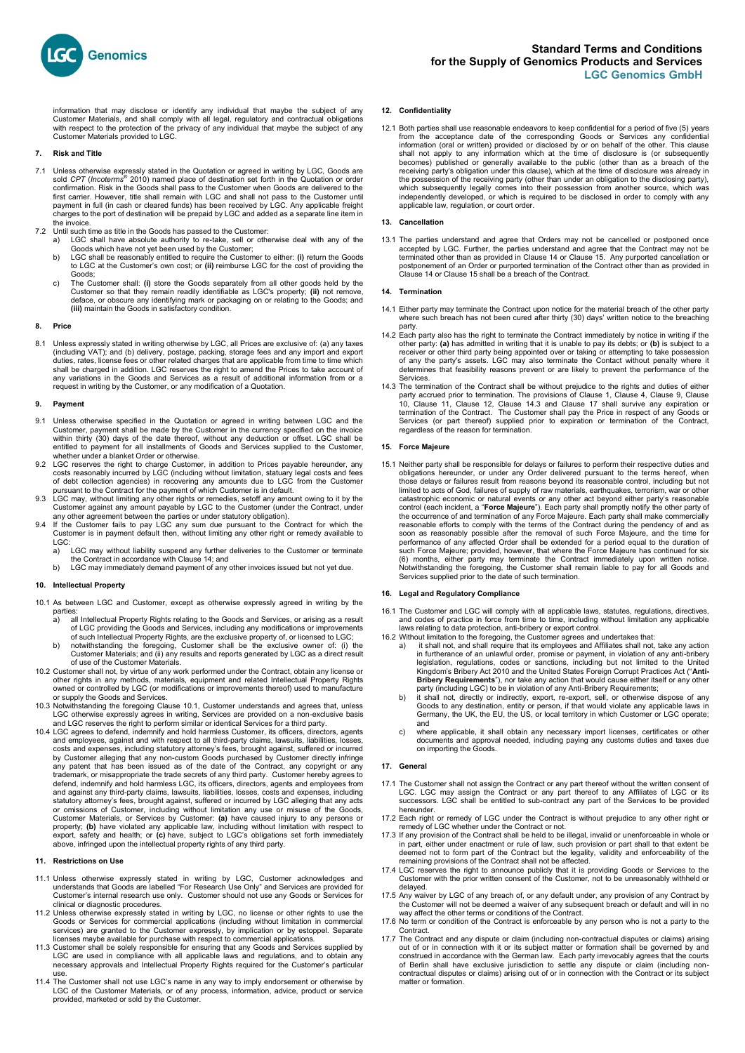information that may disclose or identify any individual that maybe the subject of any Customer Materials, and shall comply with all legal, regulatory and contractual obligations with respect to the protection of the privacy of any individual that maybe the subject of any Customer Materials provided to LGC.

## 7. Risk and Title

7.1 Unless otherwise expressly stated in the Quotation or agreed in writing by LGC, Goods are sold *CPT* (*Incoterms*® 2010) named place of destination set forth in the Quotation or order confirmation. Risk in the Goods shall pass to the Customer when Goods are delivered to the first carrier. However, title shall remain with LGC and shall not pass to the Customer until payment in full (in cash or cleared funds) has been received by LGC. Any applicable freight charges to the port of destination will be prepaid by LGC and added as a separate line item in the invoice.

7.2 Until such time as title in the Goods has passed to the Customer:

a) LGC shall have absolute authority to re-take, sell or otherwise deal with any of the Goods which have not yet been used by the Customer;

b) LGC shall be reasonably entitled to require the Customer to either: **(i)** return the Goods to LGC at the Customer's own cost; or **(ii)** reimburse LGC for the cost of providing the Goods;

c) The Customer shall: **(i)** store the Goods separately from all other goods held by the Customer so that they remain readily identifiable as LGC's property; **(ii)** not remove, deface, or obscure any identifying mark or packaging on or relating to the Goods; and **(iii)** maintain the Goods in satisfactory condition.

## 8. Price

8.1 Unless expressly stated in writing otherwise by LGC, all Prices are exclusive of: (a) any taxes (including VAT); and (b) delivery, postage, packing, storage fees and any import and export duties, rates, license fees or other related charges that are applicable from time to time which shall be charged in addition. LGC reserves the right to amend the Prices to take account of any variations in the Goods and Services as a result of additional information from or a request in writing by the Customer, or any modification of a Quotation.

## 9. Payment

9.1 Unless otherwise specified in the Quotation or agreed in writing between LGC and the Customer, payment shall be made by the Customer in the currency specified on the invoice within thirty (30) days of the date thereof, without any deduction or offset. LGC shall be entitled to payment for all installments of Goods and Services supplied to the Customer, whether under a blanket Order or otherwise.

9.2 LGC reserves the right to charge Customer, in addition to Prices payable hereunder, any costs reasonably incurred by LGC (including without limitation, statuary legal costs and fees of debt collection agencies) in recovering any amounts due to LGC from the Customer pursuant to the Contract for the payment of which Customer is in default.

9.3 LGC may, without limiting any other rights or remedies, setoff any amount owing to it by the Customer against any amount payable by LGC to the Customer (under the Contract, under any other agreement between the parties or under statutory obligation).

9.4 If the Customer fails to pay LGC any sum due pursuant to the Contract for which the Customer is in payment default then, without limiting any other right or remedy available to LGC:

a) LGC may without liability suspend any further deliveries to the Customer or terminate the Contract in accordance with Clause 14; and

b) LGC may immediately demand payment of any other invoices issued but not yet due.

## 10. Intellectual Property

10.1 As between LGC and Customer, except as otherwise expressly agreed in writing by the parties:

a) all Intellectual Property Rights relating to the Goods and Services, or arising as a result of LGC providing the Goods and Services, including any modifications or improvements of such Intellectual Property Rights, are the exclusive property of, or licensed to LGC;

b) notwithstanding the foregoing, Customer shall be the exclusive owner of: (i) the Customer Materials; and (ii) any results and reports generated by LGC as a direct result of use of the Customer Materials.

10.2 Customer shall not, by virtue of any work performed under the Contract, obtain any license or other rights in any methods, materials, equipment and related Intellectual Property Rights owned or controlled by LGC (or modifications or improvements thereof) used to manufacture or supply the Goods and Services.

10.3 Notwithstanding the foregoing Clause 10.1, Customer understands and agrees that, unless LGC otherwise expressly agrees in writing, Services are provided on a non-exclusive basis and LGC reserves the right to perform similar or identical Services for a third party.

10.4 LGC agrees to defend, indemnify and hold harmless Customer, its officers, directors, agents and employees, against and with respect to all third-party claims, lawsuits, liabilities, losses, costs and expenses, including statutory attorney's fees, brought against, suffered or incurred by Customer alleging that any non-custom Goods purchased by Customer directly infringe any patent that has been issued as of the date of the Contract, any copyright or any trademark, or misappropriate the trade secrets of any third party. Customer hereby agrees to defend, indemnify and hold harmless LGC, its officers, directors, agents and employees from and against any third-party claims, lawsuits, liabilities, losses, costs and expenses, including statutory attorney's fees, brought against, suffered or incurred by LGC alleging that any acts or omissions of Customer, including without limitation any use or misuse of the Goods, Customer Materials, or Services by Customer: **(a)** have caused injury to any persons or property; **(b)** have violated any applicable law, including without limitation with respect to export, safety and health; or **(c)** have, subject to LGC's obligations set forth immediately above, infringed upon the intellectual property rights of any third party.

## 11. Restrictions on Use

11.1 Unless otherwise expressly stated in writing by LGC, Customer acknowledges and understands that Goods are labelled "For Research Use Only" and Services are provided for Customer's internal research use only. Customer should not use any Goods or Services for clinical or diagnostic procedures.

11.2 Unless otherwise expressly stated in writing by LGC, no license or other rights to use the Goods or Services for commercial applications (including without limitation in commercial services) are granted to the Customer expressly, by implication or by estoppel. Separate licenses maybe available for purchase with respect to commercial applications.

11.3 Customer shall be solely responsible for ensuring that any Goods and Services supplied by LGC are used in compliance with all applicable laws and regulations, and to obtain any necessary approvals and Intellectual Property Rights required for the Customer's particular use.

11.4 The Customer shall not use LGC's name in any way to imply endorsement or otherwise by LGC of the Customer Materials, or of any process, information, advice, product or service provided, marketed or sold by the Customer.

## 12. Confidentiality

12.1 Both parties shall use reasonable endeavors to keep confidential for a period of five (5) years from the acceptance date of the corresponding Goods or Services any confidential information (oral or written) provided or disclosed by or on behalf of the other. This clause shall not apply to any information which at the time of disclosure is (or subsequently becomes) published or generally available to the public (other than as a breach of the receiving party's obligation under this clause), which at the time of disclosure was already in the possession of the receiving party (other than under an obligation to the disclosing party), which subsequently legally comes into their possession from another source, which was independently developed, or which is required to be disclosed in order to comply with any applicable law, regulation, or court order.

## 13. Cancellation

13.1 The parties understand and agree that Orders may not be cancelled or postponed once accepted by LGC. Further, the parties understand and agree that the Contract may not be terminated other than as provided in Clause 14 or Clause 15. Any purported cancellation or postponement of an Order or purported termination of the Contract other than as provided in Clause 14 or Clause 15 shall be a breach of the Contract.

## 14. Termination

14.1 Either party may terminate the Contract upon notice for the material breach of the other party where such breach has not been cured after thirty (30) days' written notice to the breaching party.

14.2 Each party also has the right to terminate the Contract immediately by notice in writing if the other party: **(a)** has admitted in writing that it is unable to pay its debts; or **(b)** is subject to a receiver or other third party being appointed over or taking or attempting to take possession of any the party's assets. LGC may also terminate the Contact without penalty where it determines that feasibility reasons prevent or are likely to prevent the performance of the Services.

14.3 The termination of the Contract shall be without prejudice to the rights and duties of either party accrued prior to termination. The provisions of Clause 1, Clause 4, Clause 9, Clause 10, Clause 11, Clause 12, Clause 14.3 and Clause 17 shall survive any expiration or termination of the Contract. The Customer shall pay the Price in respect of any Goods or Services (or part thereof) supplied prior to expiration or termination of the Contract, regardless of the reason for termination.

## 15. Force Majeure

15.1 Neither party shall be responsible for delays or failures to perform their respective duties and obligations hereunder, or under any Order delivered pursuant to the terms hereof, when those delays or failures result from reasons beyond its reasonable control, including but not limited to acts of God, failures of supply of raw materials, earthquakes, terrorism, war or other catastrophic economic or natural events or any other act beyond either party's reasonable control (each incident, a "**Force Majeure**"). Each party shall promptly notify the other party of the occurrence of and termination of any Force Majeure. Each party shall make commercially reasonable efforts to comply with the terms of the Contract during the pendency of and as soon as reasonably possible after the removal of such Force Majeure, and the time for performance of any affected Order shall be extended for a period equal to the duration of such Force Majeure; provided, however, that where the Force Majeure has continued for six (6) months, either party may terminate the Contract immediately upon written notice. Notwithstanding the foregoing, the Customer shall remain liable to pay for all Goods and Services supplied prior to the date of such termination.

## 16. Legal and Regulatory Compliance

16.1 The Customer and LGC will comply with all applicable laws, statutes, regulations, directives, and codes of practice in force from time to time, including without limitation any applicable laws relating to data protection, anti-bribery or export control.

16.2 Without limitation to the foregoing, the Customer agrees and undertakes that:

a) it shall not, and shall require that its employees and Affiliates shall not, take any action in furtherance of an unlawful order, promise or payment, in violation of any anti-bribery legislation, regulations, codes or sanctions, including but not limited to the United Kingdom's Bribery Act 2010 and the United States Foreign Corrupt Practices Act ("**Anti-Bribery Requirements**"), nor take any action that would cause either itself or any other party (including LGC) to be in violation of any Anti-Bribery Requirements;

b) it shall not, directly or indirectly, export, re-export, sell, or otherwise dispose of any Goods to any destination, entity or person, if that would violate any applicable laws in Germany, the UK, the EU, the US, or local territory in which Customer or LGC operate; and

c) where applicable, it shall obtain any necessary import licenses, certificates or other documents and approval needed, including paying any customs duties and taxes due on importing the Goods.

## 17. General

17.1 The Customer shall not assign the Contract or any part thereof without the written consent of LGC. LGC may assign the Contract or any part thereof to any Affiliates of LGC or its successors. LGC shall be entitled to sub-contract any part of the Services to be provided hereunder.

17.2 Each right or remedy of LGC under the Contract is without prejudice to any other right or remedy of LGC whether under the Contract or not.

17.3 If any provision of the Contract shall be held to be illegal, invalid or unenforceable in whole or in part, either under enactment or rule of law, such provision or part shall to that extent be deemed not to form part of the Contract but the legality, validity and enforceability of the remaining provisions of the Contract shall not be affected.

17.4 LGC reserves the right to announce publicly that it is providing Goods or Services to the Customer with the prior written consent of the Customer, not to be unreasonably withheld or delayed.

17.5 Any waiver by LGC of any breach of, or any default under, any provision of any Contract by the Customer will not be deemed a waiver of any subsequent breach or default and will in no way affect the other terms or conditions of the Contract.

17.6 No term or condition of the Contract is enforceable by any person who is not a party to the Contract.

17.7 The Contract and any dispute or claim (including non-contractual disputes or claims) arising out of or in connection with it or its subject matter or formation shall be governed by and construed in accordance with the German law. Each party irrevocably agrees that the courts of Berlin shall have exclusive jurisdiction to settle any dispute or claim (including non-contractual disputes or claims) arising out of or in connection with the Contract or its subject matter or formation.